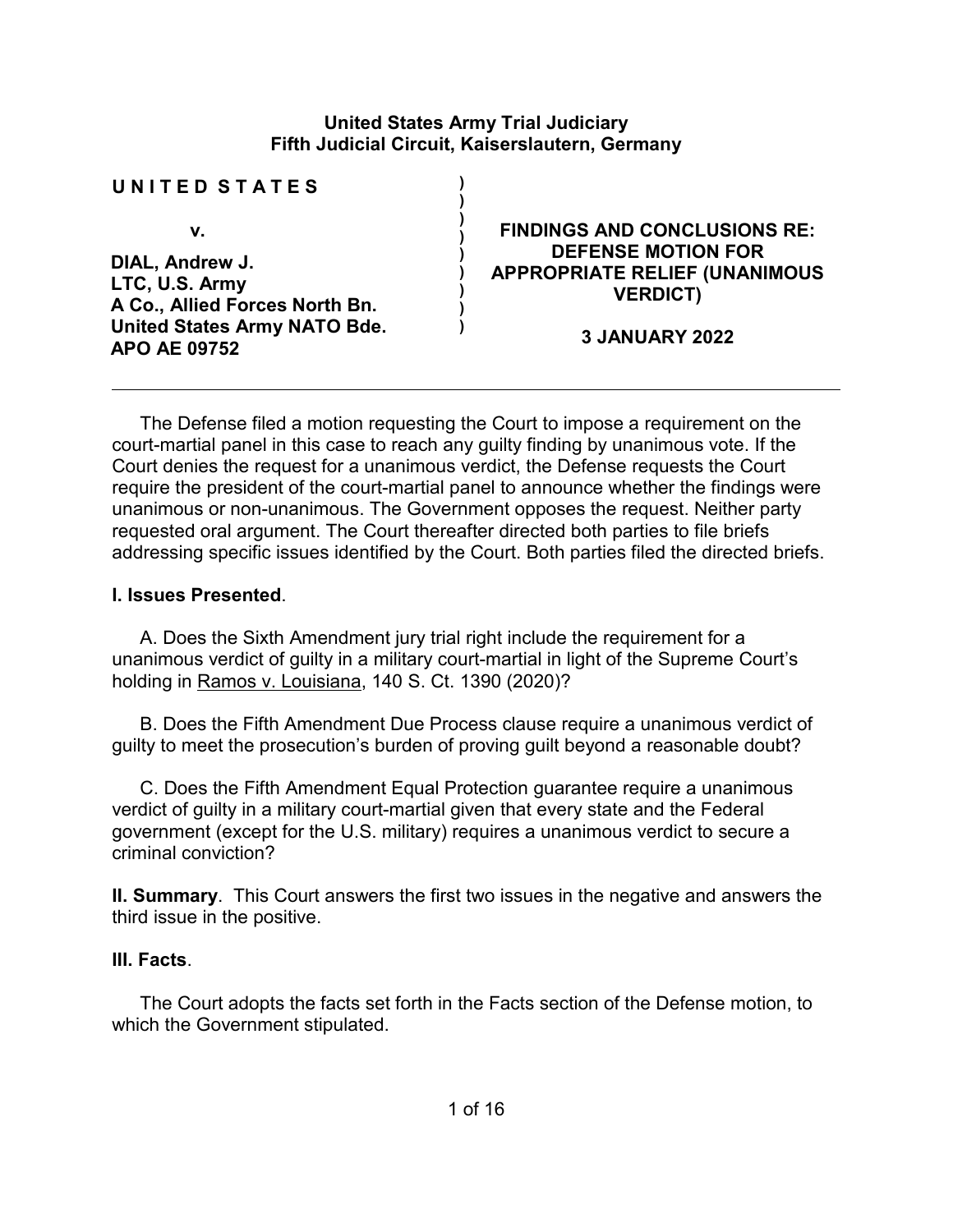**United States Army Trial Judiciary**
**Fifth Judicial Circuit, Kaiserslautern, Germany**

| | |
|---|---|
| **U N I T E D S T A T E S** | |
| **v.** | **FINDINGS AND CONCLUSIONS RE: DEFENSE MOTION FOR APPROPRIATE RELIEF (UNANIMOUS VERDICT)** |
| **DIAL, Andrew J.**<br>**LTC, U.S. Army**<br>**A Co., Allied Forces North Bn.**<br>**United States Army NATO Bde.**<br>**APO AE 09752** | **3 JANUARY 2022** |

---

The Defense filed a motion requesting the Court to impose a requirement on the court-martial panel in this case to reach any guilty finding by unanimous vote. If the Court denies the request for a unanimous verdict, the Defense requests the Court require the president of the court-martial panel to announce whether the findings were unanimous or non-unanimous. The Government opposes the request. Neither party requested oral argument. The Court thereafter directed both parties to file briefs addressing specific issues identified by the Court. Both parties filed the directed briefs.

**I. Issues Presented**.

A. Does the Sixth Amendment jury trial right include the requirement for a unanimous verdict of guilty in a military court-martial in light of the Supreme Court's holding in Ramos v. Louisiana, 140 S. Ct. 1390 (2020)?

B. Does the Fifth Amendment Due Process clause require a unanimous verdict of guilty to meet the prosecution's burden of proving guilt beyond a reasonable doubt?

C. Does the Fifth Amendment Equal Protection guarantee require a unanimous verdict of guilty in a military court-martial given that every state and the Federal government (except for the U.S. military) requires a unanimous verdict to secure a criminal conviction?

**II. Summary**. This Court answers the first two issues in the negative and answers the third issue in the positive.

**III. Facts**.

The Court adopts the facts set forth in the Facts section of the Defense motion, to which the Government stipulated.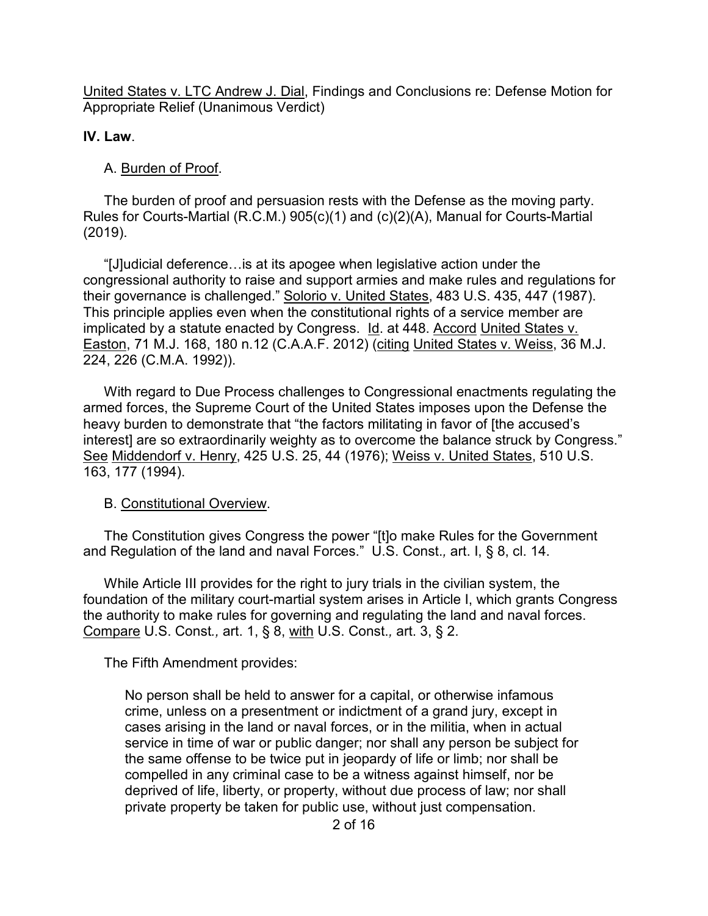United States v. LTC Andrew J. Dial, Findings and Conclusions re: Defense Motion for Appropriate Relief (Unanimous Verdict)

**IV. Law**.

A. Burden of Proof.

The burden of proof and persuasion rests with the Defense as the moving party. Rules for Courts-Martial (R.C.M.) 905(c)(1) and (c)(2)(A), Manual for Courts-Martial (2019).

"[J]udicial deference…is at its apogee when legislative action under the congressional authority to raise and support armies and make rules and regulations for their governance is challenged." Solorio v. United States, 483 U.S. 435, 447 (1987). This principle applies even when the constitutional rights of a service member are implicated by a statute enacted by Congress. Id. at 448. Accord United States v. Easton, 71 M.J. 168, 180 n.12 (C.A.A.F. 2012) (citing United States v. Weiss, 36 M.J. 224, 226 (C.M.A. 1992)).

With regard to Due Process challenges to Congressional enactments regulating the armed forces, the Supreme Court of the United States imposes upon the Defense the heavy burden to demonstrate that "the factors militating in favor of [the accused's interest] are so extraordinarily weighty as to overcome the balance struck by Congress." See Middendorf v. Henry, 425 U.S. 25, 44 (1976); Weiss v. United States, 510 U.S. 163, 177 (1994).

B. Constitutional Overview.

The Constitution gives Congress the power "[t]o make Rules for the Government and Regulation of the land and naval Forces." U.S. Const., art. I, § 8, cl. 14.

While Article III provides for the right to jury trials in the civilian system, the foundation of the military court-martial system arises in Article I, which grants Congress the authority to make rules for governing and regulating the land and naval forces. Compare U.S. Const., art. 1, § 8, with U.S. Const., art. 3, § 2.

The Fifth Amendment provides:

> No person shall be held to answer for a capital, or otherwise infamous crime, unless on a presentment or indictment of a grand jury, except in cases arising in the land or naval forces, or in the militia, when in actual service in time of war or public danger; nor shall any person be subject for the same offense to be twice put in jeopardy of life or limb; nor shall be compelled in any criminal case to be a witness against himself, nor be deprived of life, liberty, or property, without due process of law; nor shall private property be taken for public use, without just compensation.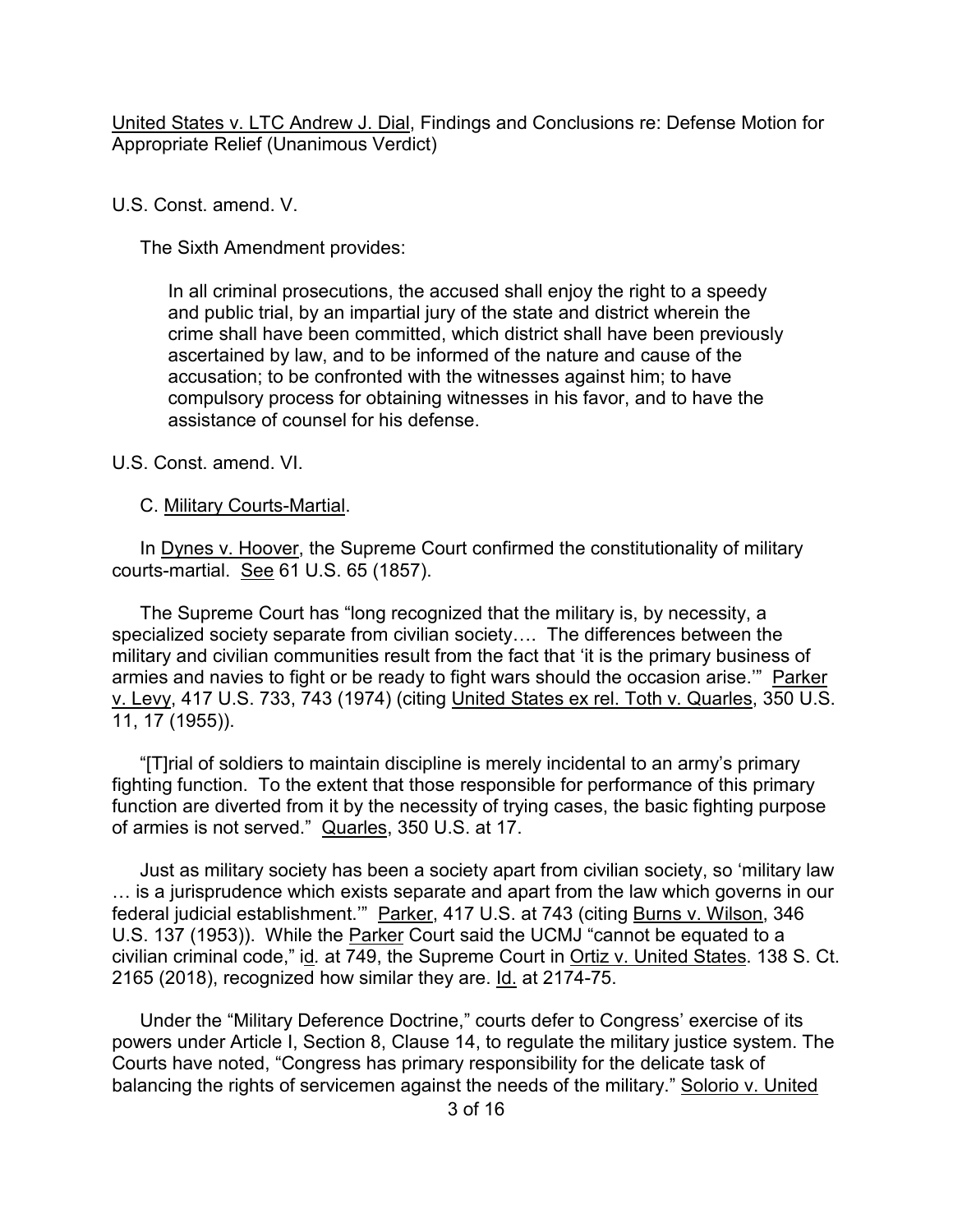U.S. Const. amend. V.

The Sixth Amendment provides:

> In all criminal prosecutions, the accused shall enjoy the right to a speedy and public trial, by an impartial jury of the state and district wherein the crime shall have been committed, which district shall have been previously ascertained by law, and to be informed of the nature and cause of the accusation; to be confronted with the witnesses against him; to have compulsory process for obtaining witnesses in his favor, and to have the assistance of counsel for his defense.

U.S. Const. amend. VI.

C. Military Courts-Martial.

In Dynes v. Hoover, the Supreme Court confirmed the constitutionality of military courts-martial. See 61 U.S. 65 (1857).

The Supreme Court has "long recognized that the military is, by necessity, a specialized society separate from civilian society…. The differences between the military and civilian communities result from the fact that 'it is the primary business of armies and navies to fight or be ready to fight wars should the occasion arise.'" Parker v. Levy, 417 U.S. 733, 743 (1974) (citing United States ex rel. Toth v. Quarles, 350 U.S. 11, 17 (1955)).

"[T]rial of soldiers to maintain discipline is merely incidental to an army's primary fighting function. To the extent that those responsible for performance of this primary function are diverted from it by the necessity of trying cases, the basic fighting purpose of armies is not served." Quarles, 350 U.S. at 17.

Just as military society has been a society apart from civilian society, so 'military law … is a jurisprudence which exists separate and apart from the law which governs in our federal judicial establishment.'" Parker, 417 U.S. at 743 (citing Burns v. Wilson, 346 U.S. 137 (1953)). While the Parker Court said the UCMJ "cannot be equated to a civilian criminal code," id. at 749, the Supreme Court in Ortiz v. United States. 138 S. Ct. 2165 (2018), recognized how similar they are. Id. at 2174-75.

Under the "Military Deference Doctrine," courts defer to Congress' exercise of its powers under Article I, Section 8, Clause 14, to regulate the military justice system. The Courts have noted, "Congress has primary responsibility for the delicate task of balancing the rights of servicemen against the needs of the military." Solorio v. United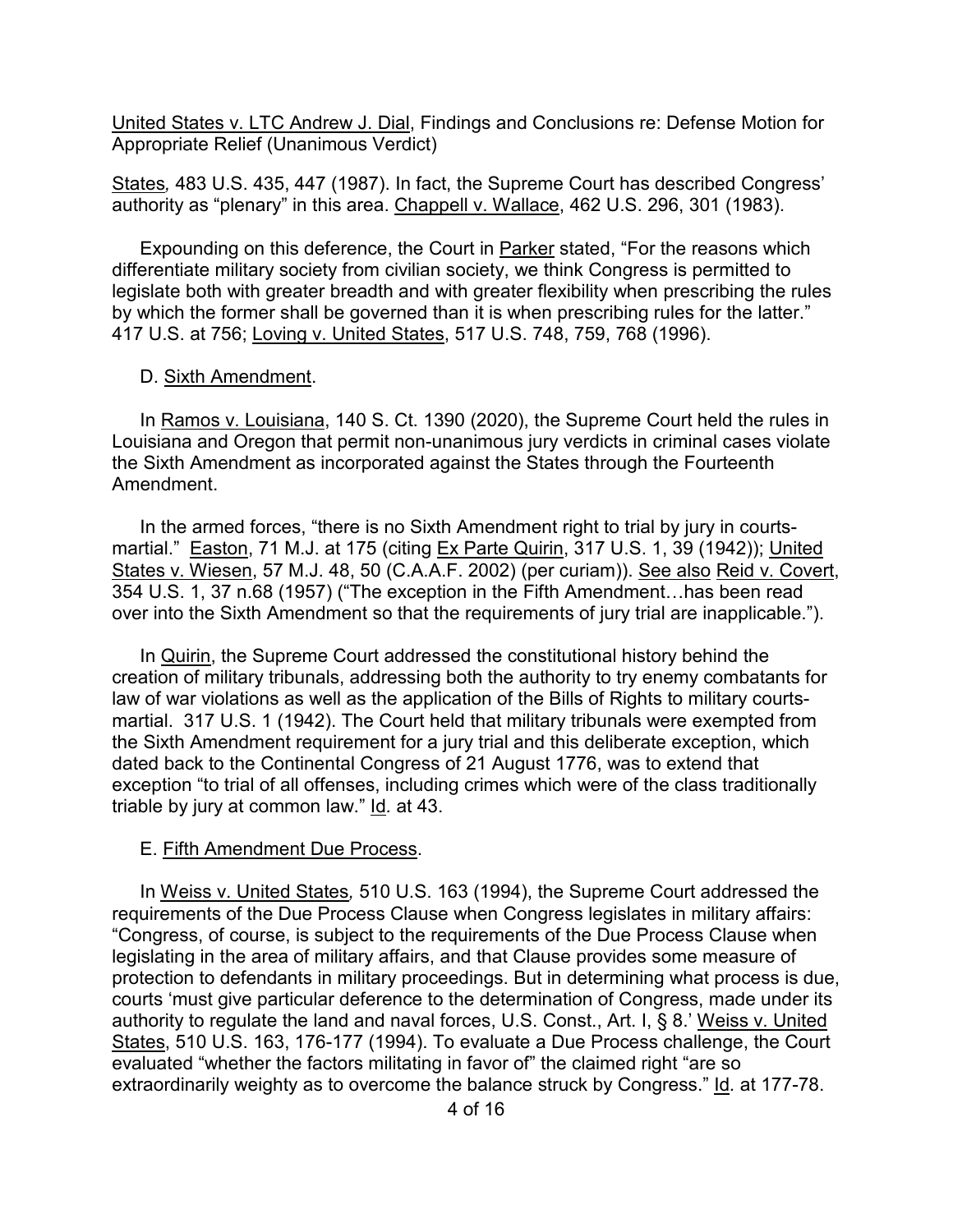States, 483 U.S. 435, 447 (1987). In fact, the Supreme Court has described Congress' authority as "plenary" in this area. Chappell v. Wallace, 462 U.S. 296, 301 (1983).

Expounding on this deference, the Court in Parker stated, "For the reasons which differentiate military society from civilian society, we think Congress is permitted to legislate both with greater breadth and with greater flexibility when prescribing the rules by which the former shall be governed than it is when prescribing rules for the latter." 417 U.S. at 756; Loving v. United States, 517 U.S. 748, 759, 768 (1996).

D. Sixth Amendment.

In Ramos v. Louisiana, 140 S. Ct. 1390 (2020), the Supreme Court held the rules in Louisiana and Oregon that permit non-unanimous jury verdicts in criminal cases violate the Sixth Amendment as incorporated against the States through the Fourteenth Amendment.

In the armed forces, "there is no Sixth Amendment right to trial by jury in courts-martial." Easton, 71 M.J. at 175 (citing Ex Parte Quirin, 317 U.S. 1, 39 (1942)); United States v. Wiesen, 57 M.J. 48, 50 (C.A.A.F. 2002) (per curiam)). See also Reid v. Covert, 354 U.S. 1, 37 n.68 (1957) ("The exception in the Fifth Amendment…has been read over into the Sixth Amendment so that the requirements of jury trial are inapplicable.").

In Quirin, the Supreme Court addressed the constitutional history behind the creation of military tribunals, addressing both the authority to try enemy combatants for law of war violations as well as the application of the Bills of Rights to military courts-martial. 317 U.S. 1 (1942). The Court held that military tribunals were exempted from the Sixth Amendment requirement for a jury trial and this deliberate exception, which dated back to the Continental Congress of 21 August 1776, was to extend that exception "to trial of all offenses, including crimes which were of the class traditionally triable by jury at common law." Id. at 43.

E. Fifth Amendment Due Process.

In Weiss v. United States, 510 U.S. 163 (1994), the Supreme Court addressed the requirements of the Due Process Clause when Congress legislates in military affairs: "Congress, of course, is subject to the requirements of the Due Process Clause when legislating in the area of military affairs, and that Clause provides some measure of protection to defendants in military proceedings. But in determining what process is due, courts 'must give particular deference to the determination of Congress, made under its authority to regulate the land and naval forces, U.S. Const., Art. I, § 8.' Weiss v. United States, 510 U.S. 163, 176-177 (1994). To evaluate a Due Process challenge, the Court evaluated "whether the factors militating in favor of" the claimed right "are so extraordinarily weighty as to overcome the balance struck by Congress." Id. at 177-78.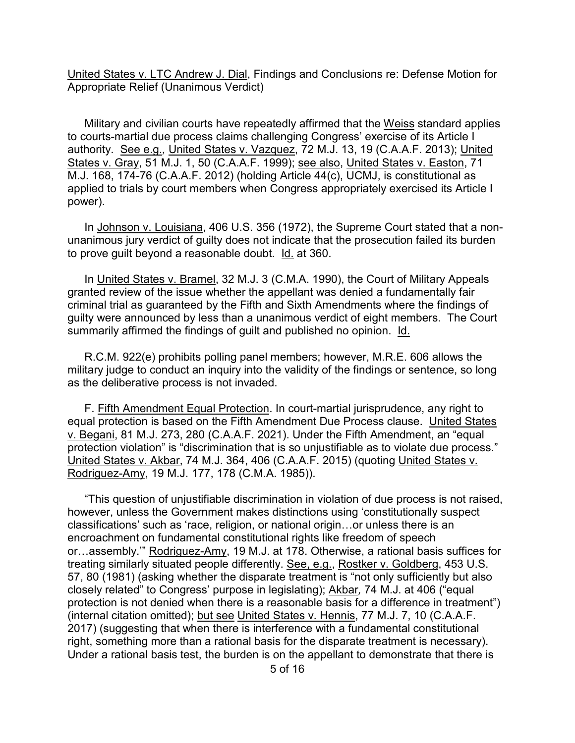Military and civilian courts have repeatedly affirmed that the Weiss standard applies to courts-martial due process claims challenging Congress' exercise of its Article I authority. See e.g., United States v. Vazquez, 72 M.J. 13, 19 (C.A.A.F. 2013); United States v. Gray, 51 M.J. 1, 50 (C.A.A.F. 1999); see also, United States v. Easton, 71 M.J. 168, 174-76 (C.A.A.F. 2012) (holding Article 44(c), UCMJ, is constitutional as applied to trials by court members when Congress appropriately exercised its Article I power).

In Johnson v. Louisiana, 406 U.S. 356 (1972), the Supreme Court stated that a non-unanimous jury verdict of guilty does not indicate that the prosecution failed its burden to prove guilt beyond a reasonable doubt. Id. at 360.

In United States v. Bramel, 32 M.J. 3 (C.M.A. 1990), the Court of Military Appeals granted review of the issue whether the appellant was denied a fundamentally fair criminal trial as guaranteed by the Fifth and Sixth Amendments where the findings of guilty were announced by less than a unanimous verdict of eight members. The Court summarily affirmed the findings of guilt and published no opinion. Id.

R.C.M. 922(e) prohibits polling panel members; however, M.R.E. 606 allows the military judge to conduct an inquiry into the validity of the findings or sentence, so long as the deliberative process is not invaded.

F. Fifth Amendment Equal Protection. In court-martial jurisprudence, any right to equal protection is based on the Fifth Amendment Due Process clause. United States v. Begani, 81 M.J. 273, 280 (C.A.A.F. 2021). Under the Fifth Amendment, an "equal protection violation" is "discrimination that is so unjustifiable as to violate due process." United States v. Akbar, 74 M.J. 364, 406 (C.A.A.F. 2015) (quoting United States v. Rodriguez-Amy, 19 M.J. 177, 178 (C.M.A. 1985)).

"This question of unjustifiable discrimination in violation of due process is not raised, however, unless the Government makes distinctions using 'constitutionally suspect classifications' such as 'race, religion, or national origin…or unless there is an encroachment on fundamental constitutional rights like freedom of speech or…assembly.'" Rodriguez-Amy, 19 M.J. at 178. Otherwise, a rational basis suffices for treating similarly situated people differently. See, e.g., Rostker v. Goldberg, 453 U.S. 57, 80 (1981) (asking whether the disparate treatment is "not only sufficiently but also closely related" to Congress' purpose in legislating); Akbar, 74 M.J. at 406 ("equal protection is not denied when there is a reasonable basis for a difference in treatment") (internal citation omitted); but see United States v. Hennis, 77 M.J. 7, 10 (C.A.A.F. 2017) (suggesting that when there is interference with a fundamental constitutional right, something more than a rational basis for the disparate treatment is necessary). Under a rational basis test, the burden is on the appellant to demonstrate that there is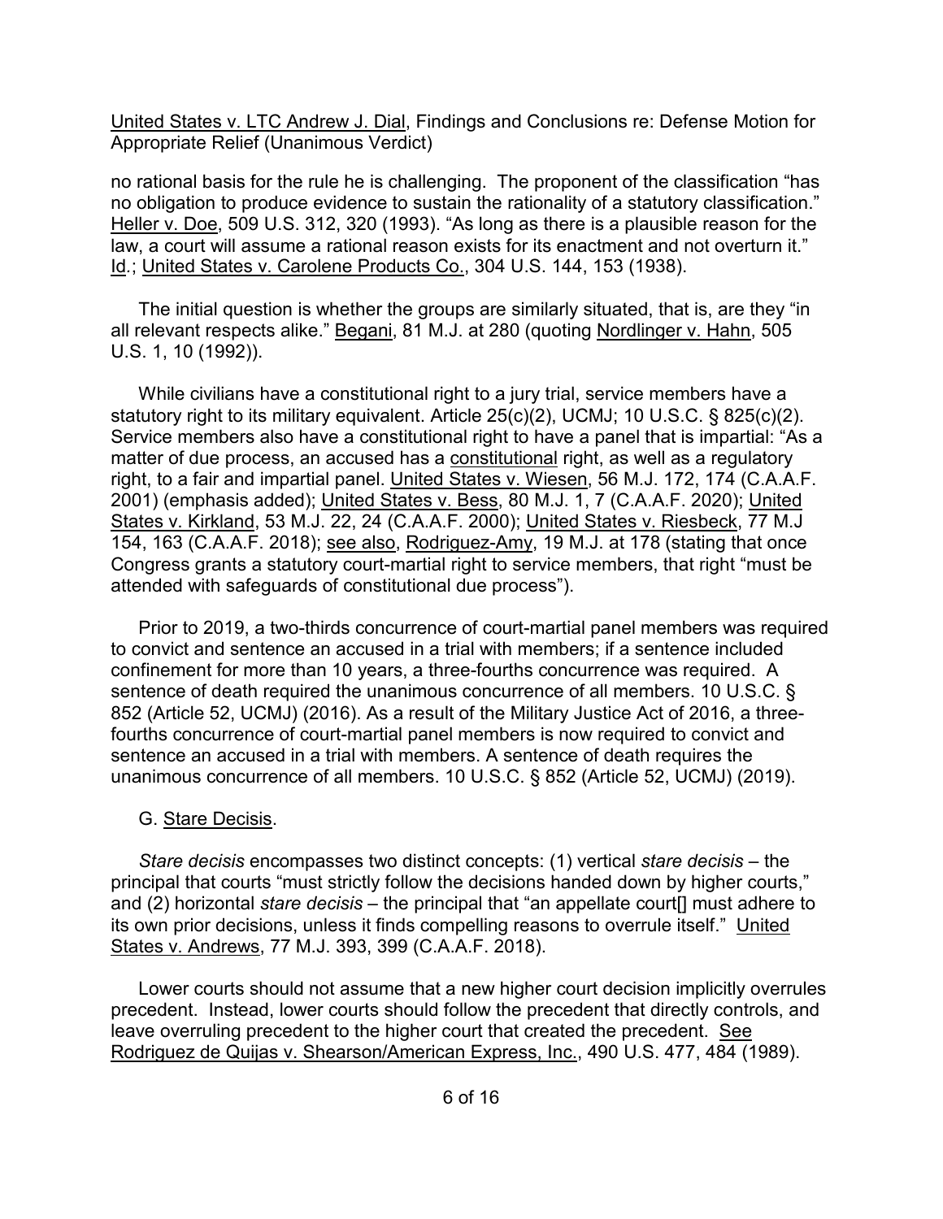no rational basis for the rule he is challenging. The proponent of the classification "has no obligation to produce evidence to sustain the rationality of a statutory classification." Heller v. Doe, 509 U.S. 312, 320 (1993). "As long as there is a plausible reason for the law, a court will assume a rational reason exists for its enactment and not overturn it." Id.; United States v. Carolene Products Co., 304 U.S. 144, 153 (1938).

The initial question is whether the groups are similarly situated, that is, are they "in all relevant respects alike." Begani, 81 M.J. at 280 (quoting Nordlinger v. Hahn, 505 U.S. 1, 10 (1992)).

While civilians have a constitutional right to a jury trial, service members have a statutory right to its military equivalent. Article 25(c)(2), UCMJ; 10 U.S.C. § 825(c)(2). Service members also have a constitutional right to have a panel that is impartial: "As a matter of due process, an accused has a constitutional right, as well as a regulatory right, to a fair and impartial panel. United States v. Wiesen, 56 M.J. 172, 174 (C.A.A.F. 2001) (emphasis added); United States v. Bess, 80 M.J. 1, 7 (C.A.A.F. 2020); United States v. Kirkland, 53 M.J. 22, 24 (C.A.A.F. 2000); United States v. Riesbeck, 77 M.J 154, 163 (C.A.A.F. 2018); see also, Rodriguez-Amy, 19 M.J. at 178 (stating that once Congress grants a statutory court-martial right to service members, that right "must be attended with safeguards of constitutional due process").

Prior to 2019, a two-thirds concurrence of court-martial panel members was required to convict and sentence an accused in a trial with members; if a sentence included confinement for more than 10 years, a three-fourths concurrence was required. A sentence of death required the unanimous concurrence of all members. 10 U.S.C. § 852 (Article 52, UCMJ) (2016). As a result of the Military Justice Act of 2016, a three-fourths concurrence of court-martial panel members is now required to convict and sentence an accused in a trial with members. A sentence of death requires the unanimous concurrence of all members. 10 U.S.C. § 852 (Article 52, UCMJ) (2019).

G. Stare Decisis.

*Stare decisis* encompasses two distinct concepts: (1) vertical *stare decisis* – the principal that courts "must strictly follow the decisions handed down by higher courts," and (2) horizontal *stare decisis* – the principal that "an appellate court[] must adhere to its own prior decisions, unless it finds compelling reasons to overrule itself." United States v. Andrews, 77 M.J. 393, 399 (C.A.A.F. 2018).

Lower courts should not assume that a new higher court decision implicitly overrules precedent. Instead, lower courts should follow the precedent that directly controls, and leave overruling precedent to the higher court that created the precedent. See Rodriguez de Quijas v. Shearson/American Express, Inc., 490 U.S. 477, 484 (1989).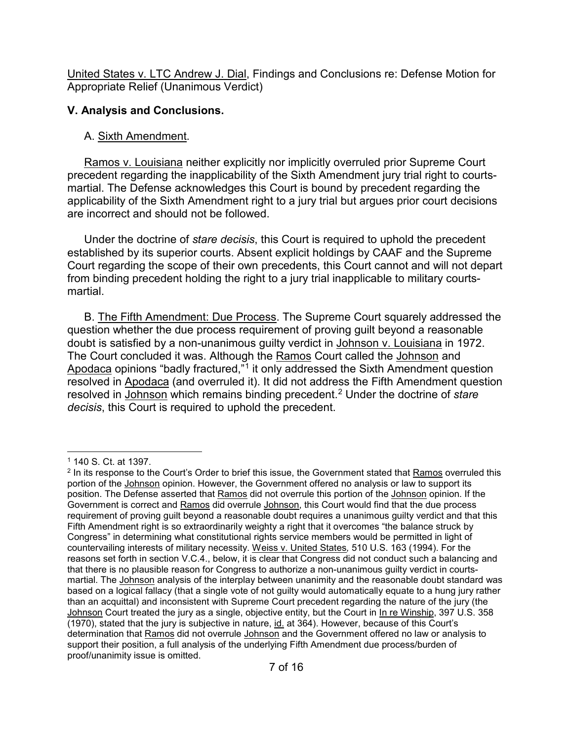United States v. LTC Andrew J. Dial, Findings and Conclusions re: Defense Motion for Appropriate Relief (Unanimous Verdict)

## V. Analysis and Conclusions.

A. Sixth Amendment.

Ramos v. Louisiana neither explicitly nor implicitly overruled prior Supreme Court precedent regarding the inapplicability of the Sixth Amendment jury trial right to courts-martial. The Defense acknowledges this Court is bound by precedent regarding the applicability of the Sixth Amendment right to a jury trial but argues prior court decisions are incorrect and should not be followed.

Under the doctrine of *stare decisis*, this Court is required to uphold the precedent established by its superior courts. Absent explicit holdings by CAAF and the Supreme Court regarding the scope of their own precedents, this Court cannot and will not depart from binding precedent holding the right to a jury trial inapplicable to military courts-martial.

B. The Fifth Amendment: Due Process. The Supreme Court squarely addressed the question whether the due process requirement of proving guilt beyond a reasonable doubt is satisfied by a non-unanimous guilty verdict in Johnson v. Louisiana in 1972. The Court concluded it was. Although the Ramos Court called the Johnson and Apodaca opinions "badly fractured,"[1] it only addressed the Sixth Amendment question resolved in Apodaca (and overruled it). It did not address the Fifth Amendment question resolved in Johnson which remains binding precedent.[2] Under the doctrine of *stare decisis*, this Court is required to uphold the precedent.

---

[1] 140 S. Ct. at 1397.

[2] In its response to the Court's Order to brief this issue, the Government stated that Ramos overruled this portion of the Johnson opinion. However, the Government offered no analysis or law to support its position. The Defense asserted that Ramos did not overrule this portion of the Johnson opinion. If the Government is correct and Ramos did overrule Johnson, this Court would find that the due process requirement of proving guilt beyond a reasonable doubt requires a unanimous guilty verdict and that this Fifth Amendment right is so extraordinarily weighty a right that it overcomes "the balance struck by Congress" in determining what constitutional rights service members would be permitted in light of countervailing interests of military necessity. Weiss v. United States*,* 510 U.S. 163 (1994). For the reasons set forth in section V.C.4., below, it is clear that Congress did not conduct such a balancing and that there is no plausible reason for Congress to authorize a non-unanimous guilty verdict in courts-martial. The Johnson analysis of the interplay between unanimity and the reasonable doubt standard was based on a logical fallacy (that a single vote of not guilty would automatically equate to a hung jury rather than an acquittal) and inconsistent with Supreme Court precedent regarding the nature of the jury (the Johnson Court treated the jury as a single, objective entity, but the Court in In re Winship, 397 U.S. 358 (1970), stated that the jury is subjective in nature, id. at 364). However, because of this Court's determination that Ramos did not overrule Johnson and the Government offered no law or analysis to support their position, a full analysis of the underlying Fifth Amendment due process/burden of proof/unanimity issue is omitted.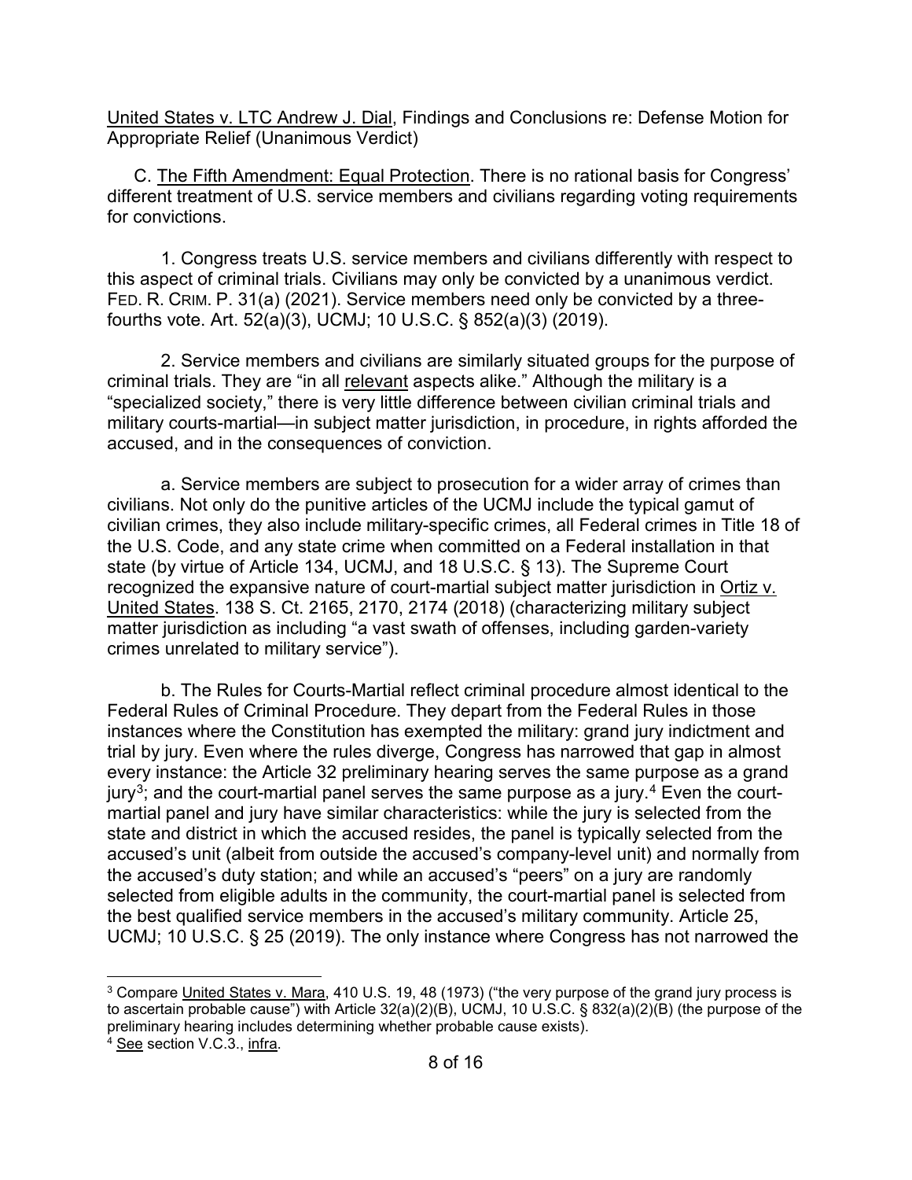United States v. LTC Andrew J. Dial, Findings and Conclusions re: Defense Motion for Appropriate Relief (Unanimous Verdict)

C. The Fifth Amendment: Equal Protection. There is no rational basis for Congress' different treatment of U.S. service members and civilians regarding voting requirements for convictions.

1. Congress treats U.S. service members and civilians differently with respect to this aspect of criminal trials. Civilians may only be convicted by a unanimous verdict. FED. R. CRIM. P. 31(a) (2021). Service members need only be convicted by a three-fourths vote. Art. 52(a)(3), UCMJ; 10 U.S.C. § 852(a)(3) (2019).

2. Service members and civilians are similarly situated groups for the purpose of criminal trials. They are "in all relevant aspects alike." Although the military is a "specialized society," there is very little difference between civilian criminal trials and military courts-martial—in subject matter jurisdiction, in procedure, in rights afforded the accused, and in the consequences of conviction.

a. Service members are subject to prosecution for a wider array of crimes than civilians. Not only do the punitive articles of the UCMJ include the typical gamut of civilian crimes, they also include military-specific crimes, all Federal crimes in Title 18 of the U.S. Code, and any state crime when committed on a Federal installation in that state (by virtue of Article 134, UCMJ, and 18 U.S.C. § 13). The Supreme Court recognized the expansive nature of court-martial subject matter jurisdiction in Ortiz v. United States. 138 S. Ct. 2165, 2170, 2174 (2018) (characterizing military subject matter jurisdiction as including "a vast swath of offenses, including garden-variety crimes unrelated to military service").

b. The Rules for Courts-Martial reflect criminal procedure almost identical to the Federal Rules of Criminal Procedure. They depart from the Federal Rules in those instances where the Constitution has exempted the military: grand jury indictment and trial by jury. Even where the rules diverge, Congress has narrowed that gap in almost every instance: the Article 32 preliminary hearing serves the same purpose as a grand jury[3]; and the court-martial panel serves the same purpose as a jury.[4] Even the court-martial panel and jury have similar characteristics: while the jury is selected from the state and district in which the accused resides, the panel is typically selected from the accused's unit (albeit from outside the accused's company-level unit) and normally from the accused's duty station; and while an accused's "peers" on a jury are randomly selected from eligible adults in the community, the court-martial panel is selected from the best qualified service members in the accused's military community. Article 25, UCMJ; 10 U.S.C. § 25 (2019). The only instance where Congress has not narrowed the

[3] Compare United States v. Mara, 410 U.S. 19, 48 (1973) ("the very purpose of the grand jury process is to ascertain probable cause") with Article 32(a)(2)(B), UCMJ, 10 U.S.C. § 832(a)(2)(B) (the purpose of the preliminary hearing includes determining whether probable cause exists).

[4] See section V.C.3., infra.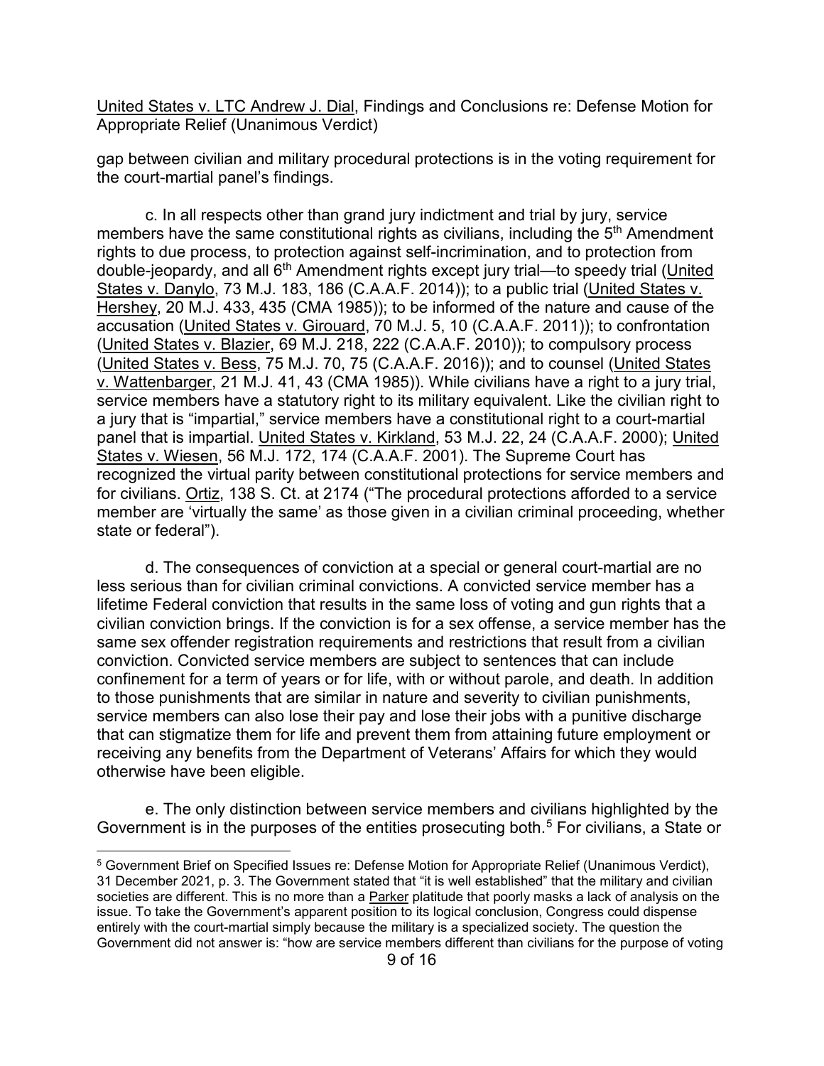gap between civilian and military procedural protections is in the voting requirement for the court-martial panel's findings.

c. In all respects other than grand jury indictment and trial by jury, service members have the same constitutional rights as civilians, including the 5th Amendment rights to due process, to protection against self-incrimination, and to protection from double-jeopardy, and all 6th Amendment rights except jury trial—to speedy trial (United States v. Danylo, 73 M.J. 183, 186 (C.A.A.F. 2014)); to a public trial (United States v. Hershey, 20 M.J. 433, 435 (CMA 1985)); to be informed of the nature and cause of the accusation (United States v. Girouard, 70 M.J. 5, 10 (C.A.A.F. 2011)); to confrontation (United States v. Blazier, 69 M.J. 218, 222 (C.A.A.F. 2010)); to compulsory process (United States v. Bess, 75 M.J. 70, 75 (C.A.A.F. 2016)); and to counsel (United States v. Wattenbarger, 21 M.J. 41, 43 (CMA 1985)). While civilians have a right to a jury trial, service members have a statutory right to its military equivalent. Like the civilian right to a jury that is "impartial," service members have a constitutional right to a court-martial panel that is impartial. United States v. Kirkland, 53 M.J. 22, 24 (C.A.A.F. 2000); United States v. Wiesen, 56 M.J. 172, 174 (C.A.A.F. 2001). The Supreme Court has recognized the virtual parity between constitutional protections for service members and for civilians. Ortiz, 138 S. Ct. at 2174 ("The procedural protections afforded to a service member are 'virtually the same' as those given in a civilian criminal proceeding, whether state or federal").

d. The consequences of conviction at a special or general court-martial are no less serious than for civilian criminal convictions. A convicted service member has a lifetime Federal conviction that results in the same loss of voting and gun rights that a civilian conviction brings. If the conviction is for a sex offense, a service member has the same sex offender registration requirements and restrictions that result from a civilian conviction. Convicted service members are subject to sentences that can include confinement for a term of years or for life, with or without parole, and death. In addition to those punishments that are similar in nature and severity to civilian punishments, service members can also lose their pay and lose their jobs with a punitive discharge that can stigmatize them for life and prevent them from attaining future employment or receiving any benefits from the Department of Veterans' Affairs for which they would otherwise have been eligible.

e. The only distinction between service members and civilians highlighted by the Government is in the purposes of the entities prosecuting both.[5] For civilians, a State or

[5] Government Brief on Specified Issues re: Defense Motion for Appropriate Relief (Unanimous Verdict), 31 December 2021, p. 3. The Government stated that "it is well established" that the military and civilian societies are different. This is no more than a Parker platitude that poorly masks a lack of analysis on the issue. To take the Government's apparent position to its logical conclusion, Congress could dispense entirely with the court-martial simply because the military is a specialized society. The question the Government did not answer is: "how are service members different than civilians for the purpose of voting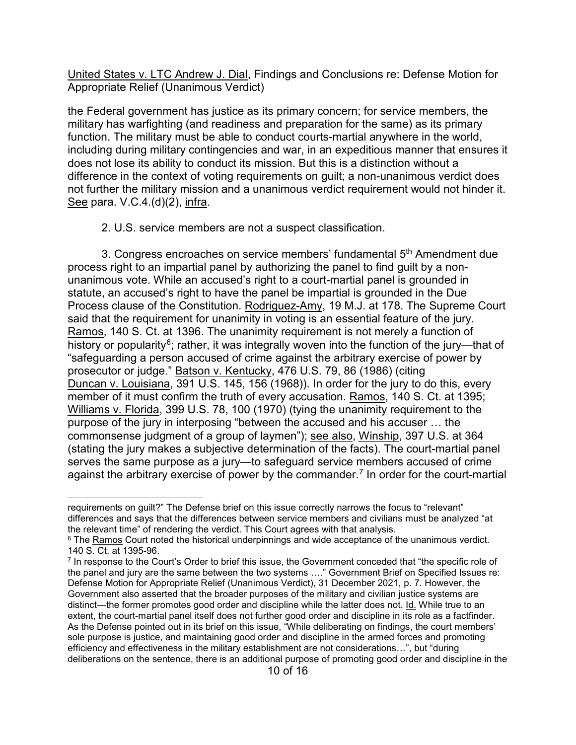the Federal government has justice as its primary concern; for service members, the military has warfighting (and readiness and preparation for the same) as its primary function. The military must be able to conduct courts-martial anywhere in the world, including during military contingencies and war, in an expeditious manner that ensures it does not lose its ability to conduct its mission. But this is a distinction without a difference in the context of voting requirements on guilt; a non-unanimous verdict does not further the military mission and a unanimous verdict requirement would not hinder it. See para. V.C.4.(d)(2), infra.

2. U.S. service members are not a suspect classification.

3. Congress encroaches on service members' fundamental 5th Amendment due process right to an impartial panel by authorizing the panel to find guilt by a non-unanimous vote. While an accused's right to a court-martial panel is grounded in statute, an accused's right to have the panel be impartial is grounded in the Due Process clause of the Constitution. Rodriguez-Amy, 19 M.J. at 178. The Supreme Court said that the requirement for unanimity in voting is an essential feature of the jury. Ramos, 140 S. Ct. at 1396. The unanimity requirement is not merely a function of history or popularity[6]; rather, it was integrally woven into the function of the jury—that of "safeguarding a person accused of crime against the arbitrary exercise of power by prosecutor or judge." Batson v. Kentucky, 476 U.S. 79, 86 (1986) (citing Duncan v. Louisiana, 391 U.S. 145, 156 (1968)). In order for the jury to do this, every member of it must confirm the truth of every accusation. Ramos, 140 S. Ct. at 1395; Williams v. Florida, 399 U.S. 78, 100 (1970) (tying the unanimity requirement to the purpose of the jury in interposing "between the accused and his accuser … the commonsense judgment of a group of laymen"); see also, Winship, 397 U.S. at 364 (stating the jury makes a subjective determination of the facts). The court-martial panel serves the same purpose as a jury—to safeguard service members accused of crime against the arbitrary exercise of power by the commander.[7] In order for the court-martial

---

requirements on guilt?" The Defense brief on this issue correctly narrows the focus to "relevant" differences and says that the differences between service members and civilians must be analyzed "at the relevant time" of rendering the verdict. This Court agrees with that analysis.

[6] The Ramos Court noted the historical underpinnings and wide acceptance of the unanimous verdict. 140 S. Ct. at 1395-96.

[7] In response to the Court's Order to brief this issue, the Government conceded that "the specific role of the panel and jury are the same between the two systems …." Government Brief on Specified Issues re: Defense Motion for Appropriate Relief (Unanimous Verdict), 31 December 2021, p. 7. However, the Government also asserted that the broader purposes of the military and civilian justice systems are distinct—the former promotes good order and discipline while the latter does not. Id. While true to an extent, the court-martial panel itself does not further good order and discipline in its role as a factfinder. As the Defense pointed out in its brief on this issue, "While deliberating on findings, the court members' sole purpose is justice, and maintaining good order and discipline in the armed forces and promoting efficiency and effectiveness in the military establishment are not considerations…", but "during deliberations on the sentence, there is an additional purpose of promoting good order and discipline in the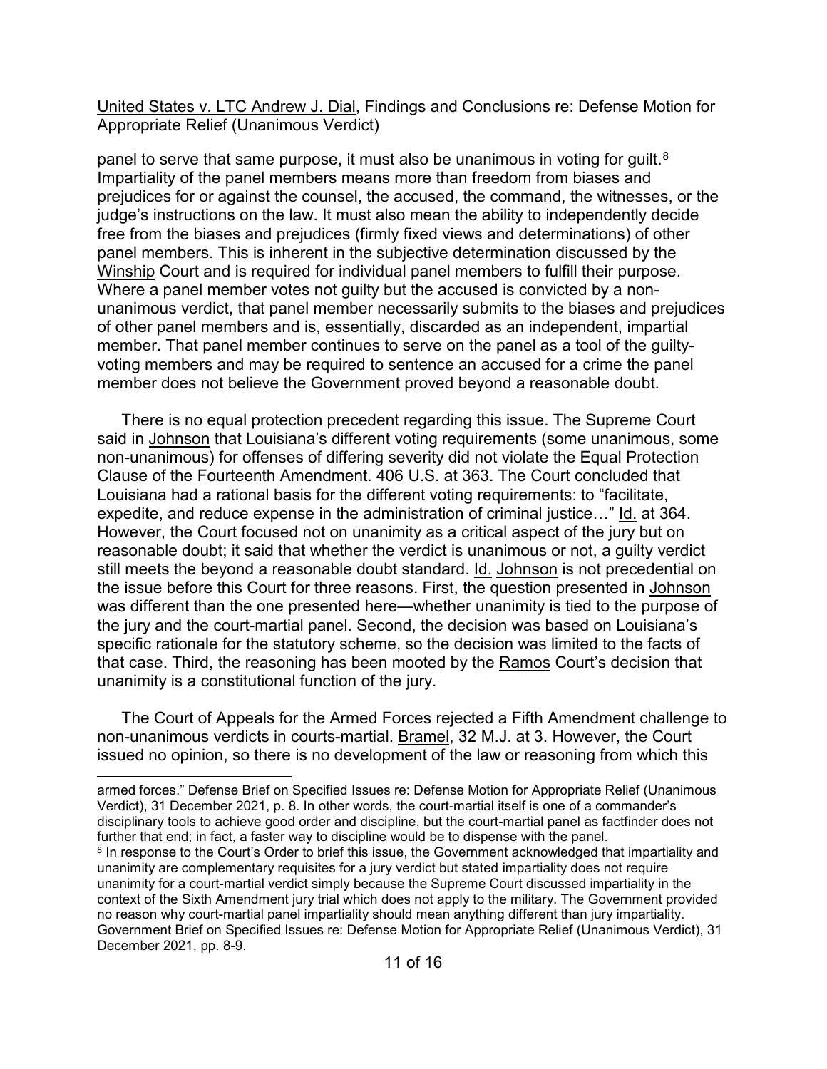panel to serve that same purpose, it must also be unanimous in voting for guilt.[8] Impartiality of the panel members means more than freedom from biases and prejudices for or against the counsel, the accused, the command, the witnesses, or the judge's instructions on the law. It must also mean the ability to independently decide free from the biases and prejudices (firmly fixed views and determinations) of other panel members. This is inherent in the subjective determination discussed by the Winship Court and is required for individual panel members to fulfill their purpose. Where a panel member votes not guilty but the accused is convicted by a non-unanimous verdict, that panel member necessarily submits to the biases and prejudices of other panel members and is, essentially, discarded as an independent, impartial member. That panel member continues to serve on the panel as a tool of the guilty-voting members and may be required to sentence an accused for a crime the panel member does not believe the Government proved beyond a reasonable doubt.

There is no equal protection precedent regarding this issue. The Supreme Court said in Johnson that Louisiana's different voting requirements (some unanimous, some non-unanimous) for offenses of differing severity did not violate the Equal Protection Clause of the Fourteenth Amendment. 406 U.S. at 363. The Court concluded that Louisiana had a rational basis for the different voting requirements: to "facilitate, expedite, and reduce expense in the administration of criminal justice…" Id. at 364. However, the Court focused not on unanimity as a critical aspect of the jury but on reasonable doubt; it said that whether the verdict is unanimous or not, a guilty verdict still meets the beyond a reasonable doubt standard. Id. Johnson is not precedential on the issue before this Court for three reasons. First, the question presented in Johnson was different than the one presented here—whether unanimity is tied to the purpose of the jury and the court-martial panel. Second, the decision was based on Louisiana's specific rationale for the statutory scheme, so the decision was limited to the facts of that case. Third, the reasoning has been mooted by the Ramos Court's decision that unanimity is a constitutional function of the jury.

The Court of Appeals for the Armed Forces rejected a Fifth Amendment challenge to non-unanimous verdicts in courts-martial. Bramel, 32 M.J. at 3. However, the Court issued no opinion, so there is no development of the law or reasoning from which this

---

armed forces." Defense Brief on Specified Issues re: Defense Motion for Appropriate Relief (Unanimous Verdict), 31 December 2021, p. 8. In other words, the court-martial itself is one of a commander's disciplinary tools to achieve good order and discipline, but the court-martial panel as factfinder does not further that end; in fact, a faster way to discipline would be to dispense with the panel.

[8] In response to the Court's Order to brief this issue, the Government acknowledged that impartiality and unanimity are complementary requisites for a jury verdict but stated impartiality does not require unanimity for a court-martial verdict simply because the Supreme Court discussed impartiality in the context of the Sixth Amendment jury trial which does not apply to the military. The Government provided no reason why court-martial panel impartiality should mean anything different than jury impartiality. Government Brief on Specified Issues re: Defense Motion for Appropriate Relief (Unanimous Verdict), 31 December 2021, pp. 8-9.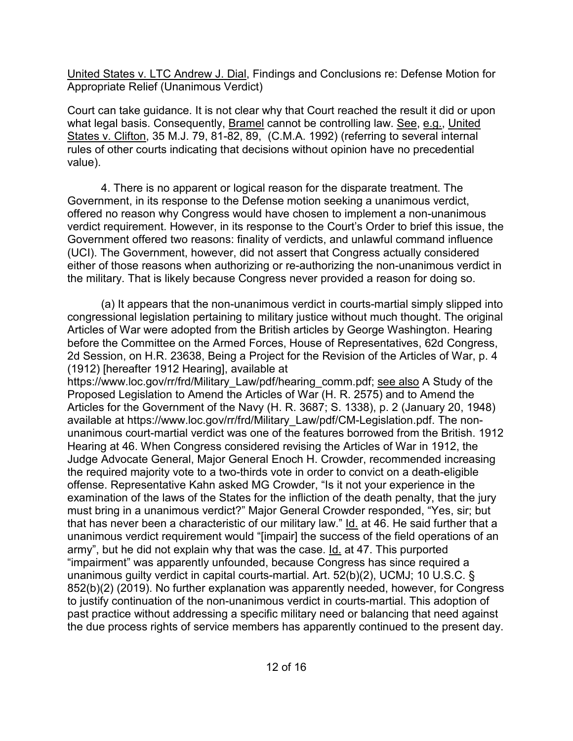Court can take guidance. It is not clear why that Court reached the result it did or upon what legal basis. Consequently, Bramel cannot be controlling law. See, e.g., United States v. Clifton, 35 M.J. 79, 81-82, 89, (C.M.A. 1992) (referring to several internal rules of other courts indicating that decisions without opinion have no precedential value).

4. There is no apparent or logical reason for the disparate treatment. The Government, in its response to the Defense motion seeking a unanimous verdict, offered no reason why Congress would have chosen to implement a non-unanimous verdict requirement. However, in its response to the Court's Order to brief this issue, the Government offered two reasons: finality of verdicts, and unlawful command influence (UCI). The Government, however, did not assert that Congress actually considered either of those reasons when authorizing or re-authorizing the non-unanimous verdict in the military. That is likely because Congress never provided a reason for doing so.

(a) It appears that the non-unanimous verdict in courts-martial simply slipped into congressional legislation pertaining to military justice without much thought. The original Articles of War were adopted from the British articles by George Washington. Hearing before the Committee on the Armed Forces, House of Representatives, 62d Congress, 2d Session, on H.R. 23638, Being a Project for the Revision of the Articles of War, p. 4 (1912) [hereafter 1912 Hearing], available at https://www.loc.gov/rr/frd/Military_Law/pdf/hearing_comm.pdf; see also A Study of the Proposed Legislation to Amend the Articles of War (H. R. 2575) and to Amend the Articles for the Government of the Navy (H. R. 3687; S. 1338), p. 2 (January 20, 1948) available at https://www.loc.gov/rr/frd/Military_Law/pdf/CM-Legislation.pdf. The non-unanimous court-martial verdict was one of the features borrowed from the British. 1912 Hearing at 46. When Congress considered revising the Articles of War in 1912, the Judge Advocate General, Major General Enoch H. Crowder, recommended increasing the required majority vote to a two-thirds vote in order to convict on a death-eligible offense. Representative Kahn asked MG Crowder, "Is it not your experience in the examination of the laws of the States for the infliction of the death penalty, that the jury must bring in a unanimous verdict?" Major General Crowder responded, "Yes, sir; but that has never been a characteristic of our military law." Id. at 46. He said further that a unanimous verdict requirement would "[impair] the success of the field operations of an army", but he did not explain why that was the case. Id. at 47. This purported "impairment" was apparently unfounded, because Congress has since required a unanimous guilty verdict in capital courts-martial. Art. 52(b)(2), UCMJ; 10 U.S.C. § 852(b)(2) (2019). No further explanation was apparently needed, however, for Congress to justify continuation of the non-unanimous verdict in courts-martial. This adoption of past practice without addressing a specific military need or balancing that need against the due process rights of service members has apparently continued to the present day.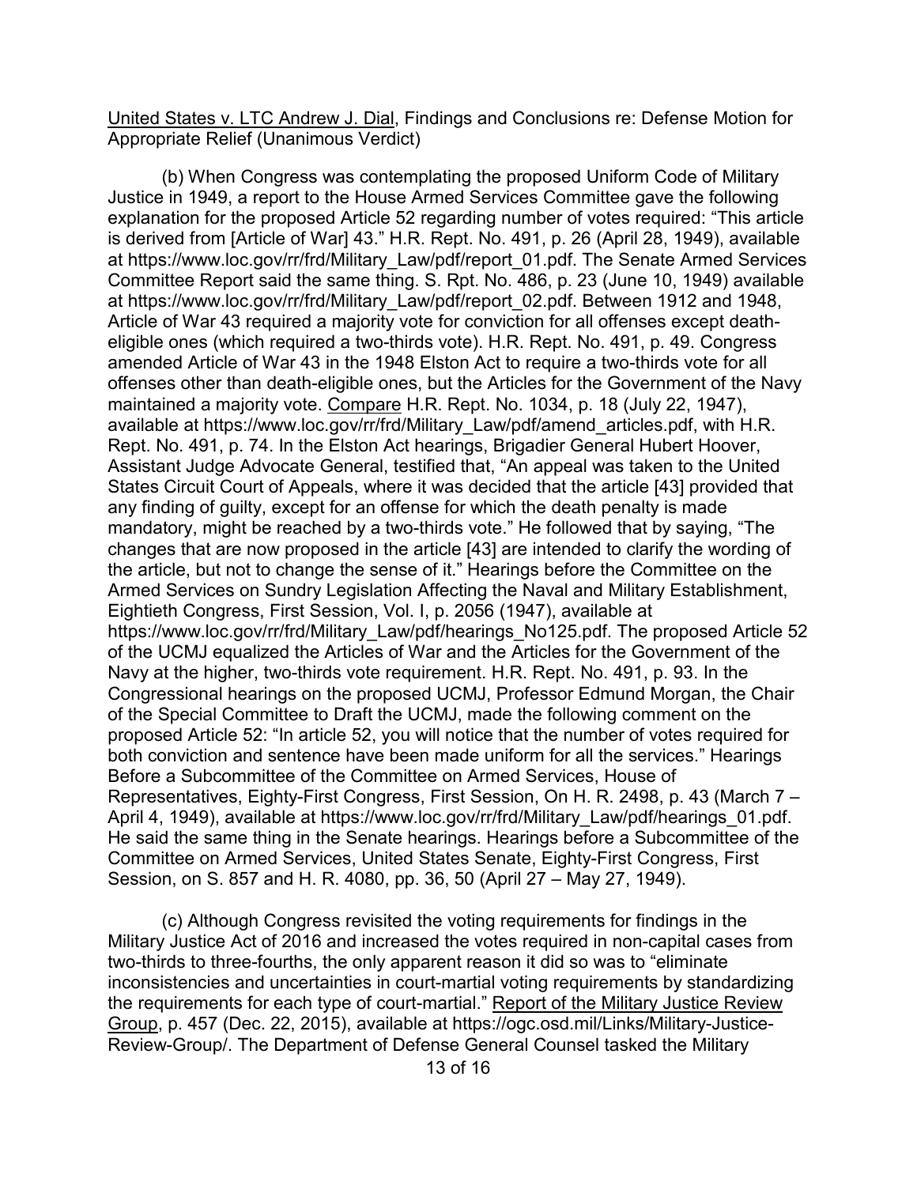United States v. LTC Andrew J. Dial, Findings and Conclusions re: Defense Motion for Appropriate Relief (Unanimous Verdict)

(b) When Congress was contemplating the proposed Uniform Code of Military Justice in 1949, a report to the House Armed Services Committee gave the following explanation for the proposed Article 52 regarding number of votes required: "This article is derived from [Article of War] 43." H.R. Rept. No. 491, p. 26 (April 28, 1949), available at https://www.loc.gov/rr/frd/Military_Law/pdf/report_01.pdf. The Senate Armed Services Committee Report said the same thing. S. Rpt. No. 486, p. 23 (June 10, 1949) available at https://www.loc.gov/rr/frd/Military_Law/pdf/report_02.pdf. Between 1912 and 1948, Article of War 43 required a majority vote for conviction for all offenses except death-eligible ones (which required a two-thirds vote). H.R. Rept. No. 491, p. 49. Congress amended Article of War 43 in the 1948 Elston Act to require a two-thirds vote for all offenses other than death-eligible ones, but the Articles for the Government of the Navy maintained a majority vote. Compare H.R. Rept. No. 1034, p. 18 (July 22, 1947), available at https://www.loc.gov/rr/frd/Military_Law/pdf/amend_articles.pdf, with H.R. Rept. No. 491, p. 74. In the Elston Act hearings, Brigadier General Hubert Hoover, Assistant Judge Advocate General, testified that, "An appeal was taken to the United States Circuit Court of Appeals, where it was decided that the article [43] provided that any finding of guilty, except for an offense for which the death penalty is made mandatory, might be reached by a two-thirds vote." He followed that by saying, "The changes that are now proposed in the article [43] are intended to clarify the wording of the article, but not to change the sense of it." Hearings before the Committee on the Armed Services on Sundry Legislation Affecting the Naval and Military Establishment, Eightieth Congress, First Session, Vol. I, p. 2056 (1947), available at https://www.loc.gov/rr/frd/Military_Law/pdf/hearings_No125.pdf. The proposed Article 52 of the UCMJ equalized the Articles of War and the Articles for the Government of the Navy at the higher, two-thirds vote requirement. H.R. Rept. No. 491, p. 93. In the Congressional hearings on the proposed UCMJ, Professor Edmund Morgan, the Chair of the Special Committee to Draft the UCMJ, made the following comment on the proposed Article 52: "In article 52, you will notice that the number of votes required for both conviction and sentence have been made uniform for all the services." Hearings Before a Subcommittee of the Committee on Armed Services, House of Representatives, Eighty-First Congress, First Session, On H. R. 2498, p. 43 (March 7 – April 4, 1949), available at https://www.loc.gov/rr/frd/Military_Law/pdf/hearings_01.pdf. He said the same thing in the Senate hearings. Hearings before a Subcommittee of the Committee on Armed Services, United States Senate, Eighty-First Congress, First Session, on S. 857 and H. R. 4080, pp. 36, 50 (April 27 – May 27, 1949).

(c) Although Congress revisited the voting requirements for findings in the Military Justice Act of 2016 and increased the votes required in non-capital cases from two-thirds to three-fourths, the only apparent reason it did so was to "eliminate inconsistencies and uncertainties in court-martial voting requirements by standardizing the requirements for each type of court-martial." Report of the Military Justice Review Group, p. 457 (Dec. 22, 2015), available at https://ogc.osd.mil/Links/Military-Justice-Review-Group/. The Department of Defense General Counsel tasked the Military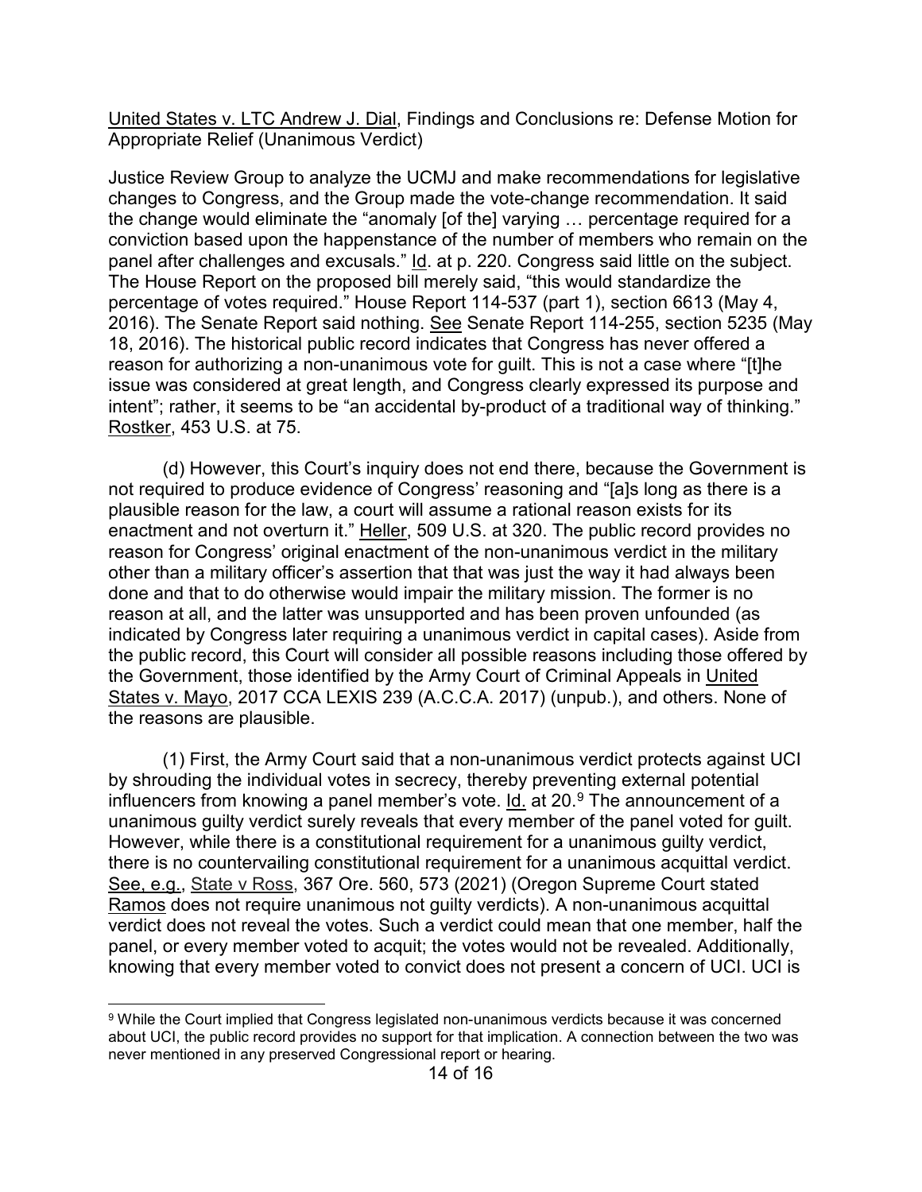Justice Review Group to analyze the UCMJ and make recommendations for legislative changes to Congress, and the Group made the vote-change recommendation. It said the change would eliminate the "anomaly [of the] varying … percentage required for a conviction based upon the happenstance of the number of members who remain on the panel after challenges and excusals." Id. at p. 220. Congress said little on the subject. The House Report on the proposed bill merely said, "this would standardize the percentage of votes required." House Report 114-537 (part 1), section 6613 (May 4, 2016). The Senate Report said nothing. See Senate Report 114-255, section 5235 (May 18, 2016). The historical public record indicates that Congress has never offered a reason for authorizing a non-unanimous vote for guilt. This is not a case where "[t]he issue was considered at great length, and Congress clearly expressed its purpose and intent"; rather, it seems to be "an accidental by-product of a traditional way of thinking." Rostker, 453 U.S. at 75.

(d) However, this Court's inquiry does not end there, because the Government is not required to produce evidence of Congress' reasoning and "[a]s long as there is a plausible reason for the law, a court will assume a rational reason exists for its enactment and not overturn it." Heller, 509 U.S. at 320. The public record provides no reason for Congress' original enactment of the non-unanimous verdict in the military other than a military officer's assertion that that was just the way it had always been done and that to do otherwise would impair the military mission. The former is no reason at all, and the latter was unsupported and has been proven unfounded (as indicated by Congress later requiring a unanimous verdict in capital cases). Aside from the public record, this Court will consider all possible reasons including those offered by the Government, those identified by the Army Court of Criminal Appeals in United States v. Mayo, 2017 CCA LEXIS 239 (A.C.C.A. 2017) (unpub.), and others. None of the reasons are plausible.

(1) First, the Army Court said that a non-unanimous verdict protects against UCI by shrouding the individual votes in secrecy, thereby preventing external potential influencers from knowing a panel member's vote. Id. at 20.[9] The announcement of a unanimous guilty verdict surely reveals that every member of the panel voted for guilt. However, while there is a constitutional requirement for a unanimous guilty verdict, there is no countervailing constitutional requirement for a unanimous acquittal verdict. See, e.g., State v Ross, 367 Ore. 560, 573 (2021) (Oregon Supreme Court stated Ramos does not require unanimous not guilty verdicts). A non-unanimous acquittal verdict does not reveal the votes. Such a verdict could mean that one member, half the panel, or every member voted to acquit; the votes would not be revealed. Additionally, knowing that every member voted to convict does not present a concern of UCI. UCI is

[9] While the Court implied that Congress legislated non-unanimous verdicts because it was concerned about UCI, the public record provides no support for that implication. A connection between the two was never mentioned in any preserved Congressional report or hearing.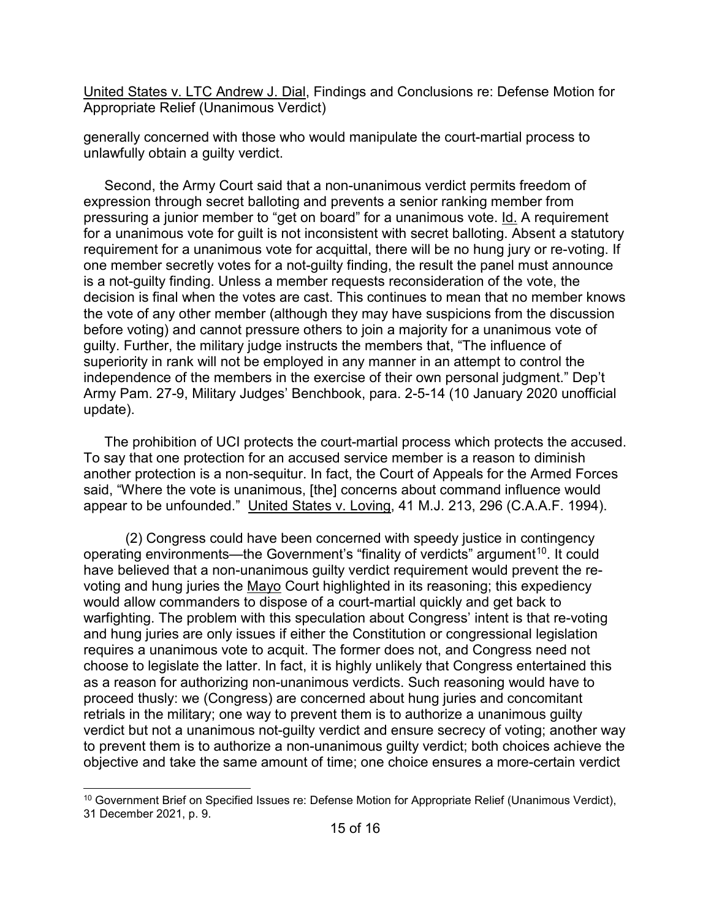generally concerned with those who would manipulate the court-martial process to unlawfully obtain a guilty verdict.

Second, the Army Court said that a non-unanimous verdict permits freedom of expression through secret balloting and prevents a senior ranking member from pressuring a junior member to "get on board" for a unanimous vote. Id. A requirement for a unanimous vote for guilt is not inconsistent with secret balloting. Absent a statutory requirement for a unanimous vote for acquittal, there will be no hung jury or re-voting. If one member secretly votes for a not-guilty finding, the result the panel must announce is a not-guilty finding. Unless a member requests reconsideration of the vote, the decision is final when the votes are cast. This continues to mean that no member knows the vote of any other member (although they may have suspicions from the discussion before voting) and cannot pressure others to join a majority for a unanimous vote of guilty. Further, the military judge instructs the members that, "The influence of superiority in rank will not be employed in any manner in an attempt to control the independence of the members in the exercise of their own personal judgment." Dep't Army Pam. 27-9, Military Judges' Benchbook, para. 2-5-14 (10 January 2020 unofficial update).

The prohibition of UCI protects the court-martial process which protects the accused. To say that one protection for an accused service member is a reason to diminish another protection is a non-sequitur. In fact, the Court of Appeals for the Armed Forces said, "Where the vote is unanimous, [the] concerns about command influence would appear to be unfounded." United States v. Loving, 41 M.J. 213, 296 (C.A.A.F. 1994).

(2) Congress could have been concerned with speedy justice in contingency operating environments—the Government's "finality of verdicts" argument[10]. It could have believed that a non-unanimous guilty verdict requirement would prevent the re-voting and hung juries the Mayo Court highlighted in its reasoning; this expediency would allow commanders to dispose of a court-martial quickly and get back to warfighting. The problem with this speculation about Congress' intent is that re-voting and hung juries are only issues if either the Constitution or congressional legislation requires a unanimous vote to acquit. The former does not, and Congress need not choose to legislate the latter. In fact, it is highly unlikely that Congress entertained this as a reason for authorizing non-unanimous verdicts. Such reasoning would have to proceed thusly: we (Congress) are concerned about hung juries and concomitant retrials in the military; one way to prevent them is to authorize a unanimous guilty verdict but not a unanimous not-guilty verdict and ensure secrecy of voting; another way to prevent them is to authorize a non-unanimous guilty verdict; both choices achieve the objective and take the same amount of time; one choice ensures a more-certain verdict

[10] Government Brief on Specified Issues re: Defense Motion for Appropriate Relief (Unanimous Verdict), 31 December 2021, p. 9.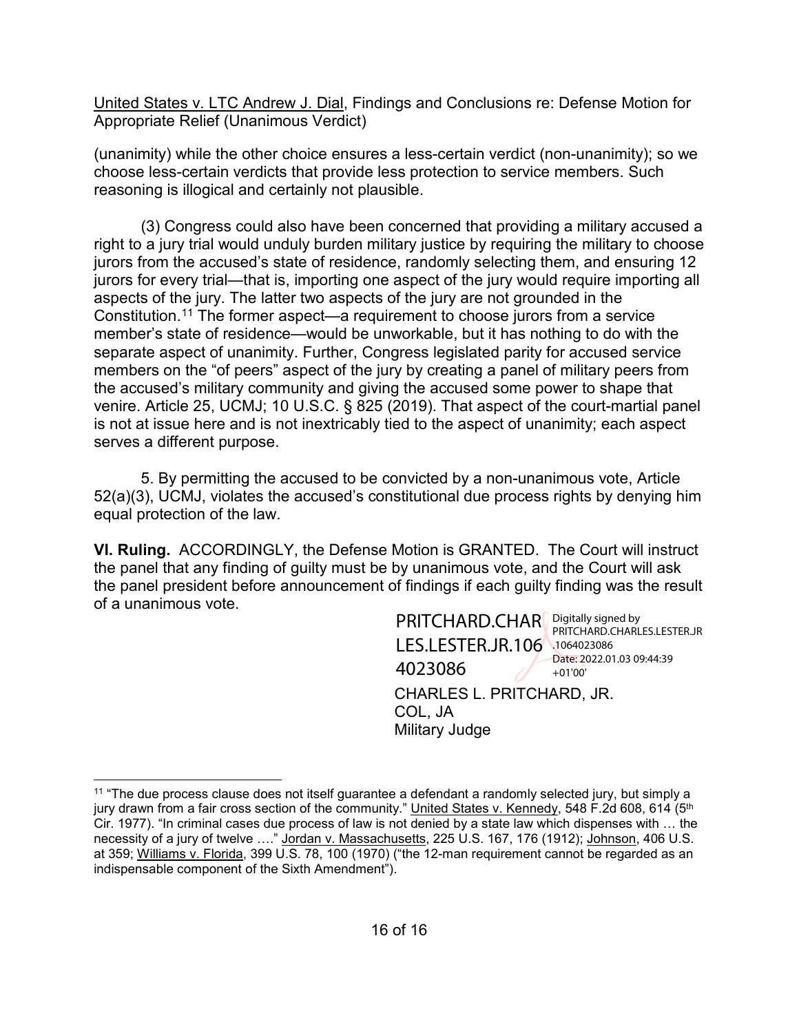(unanimity) while the other choice ensures a less-certain verdict (non-unanimity); so we choose less-certain verdicts that provide less protection to service members. Such reasoning is illogical and certainly not plausible.

(3) Congress could also have been concerned that providing a military accused a right to a jury trial would unduly burden military justice by requiring the military to choose jurors from the accused's state of residence, randomly selecting them, and ensuring 12 jurors for every trial—that is, importing one aspect of the jury would require importing all aspects of the jury. The latter two aspects of the jury are not grounded in the Constitution.[11] The former aspect—a requirement to choose jurors from a service member's state of residence—would be unworkable, but it has nothing to do with the separate aspect of unanimity. Further, Congress legislated parity for accused service members on the "of peers" aspect of the jury by creating a panel of military peers from the accused's military community and giving the accused some power to shape that venire. Article 25, UCMJ; 10 U.S.C. § 825 (2019). That aspect of the court-martial panel is not at issue here and is not inextricably tied to the aspect of unanimity; each aspect serves a different purpose.

5. By permitting the accused to be convicted by a non-unanimous vote, Article 52(a)(3), UCMJ, violates the accused's constitutional due process rights by denying him equal protection of the law.

**VI. Ruling.** ACCORDINGLY, the Defense Motion is GRANTED. The Court will instruct the panel that any finding of guilty must be by unanimous vote, and the Court will ask the panel president before announcement of findings if each guilty finding was the result of a unanimous vote.

PRITCHARD.CHARLES.LESTER.JR.1064023086
Digitally signed by PRITCHARD.CHARLES.LESTER.JR.1064023086
Date: 2022.01.03 09:44:39 +01'00'

CHARLES L. PRITCHARD, JR.
COL, JA
Military Judge

---

[11] "The due process clause does not itself guarantee a defendant a randomly selected jury, but simply a jury drawn from a fair cross section of the community." United States v. Kennedy, 548 F.2d 608, 614 (5th Cir. 1977). "In criminal cases due process of law is not denied by a state law which dispenses with … the necessity of a jury of twelve …." Jordan v. Massachusetts, 225 U.S. 167, 176 (1912); Johnson, 406 U.S. at 359; Williams v. Florida, 399 U.S. 78, 100 (1970) ("the 12-man requirement cannot be regarded as an indispensable component of the Sixth Amendment").